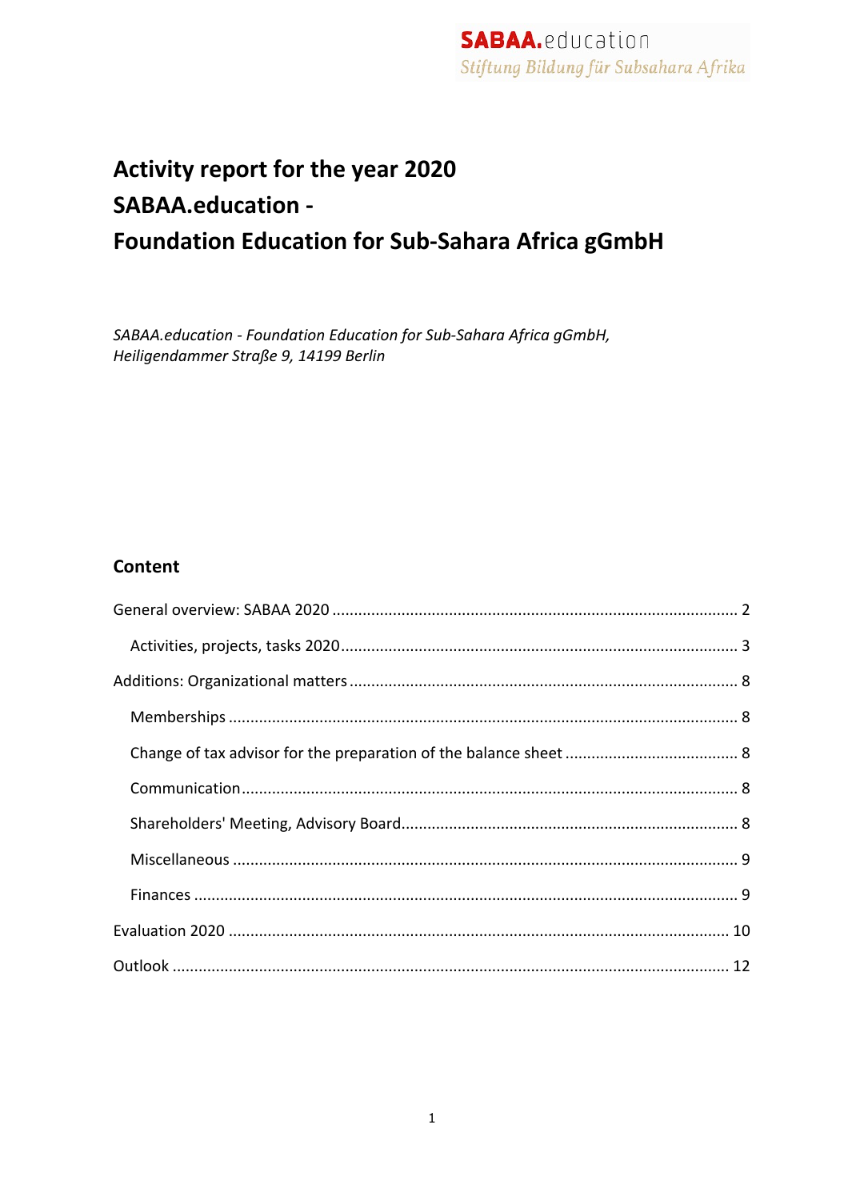SABAA.education
Stiftung Bildung für Subsahara Afrika

# Activity report for the year 2020
# SABAA.education -
# Foundation Education for Sub-Sahara Africa gGmbH

*SABAA.education - Foundation Education for Sub-Sahara Africa gGmbH,*
*Heiligendammer Straße 9, 14199 Berlin*

## Content

- General overview: SABAA 2020 ..... 2
  - Activities, projects, tasks 2020 ..... 3
- Additions: Organizational matters ..... 8
  - Memberships ..... 8
  - Change of tax advisor for the preparation of the balance sheet ..... 8
  - Communication ..... 8
  - Shareholders' Meeting, Advisory Board ..... 8
  - Miscellaneous ..... 9
  - Finances ..... 9
- Evaluation 2020 ..... 10
- Outlook ..... 12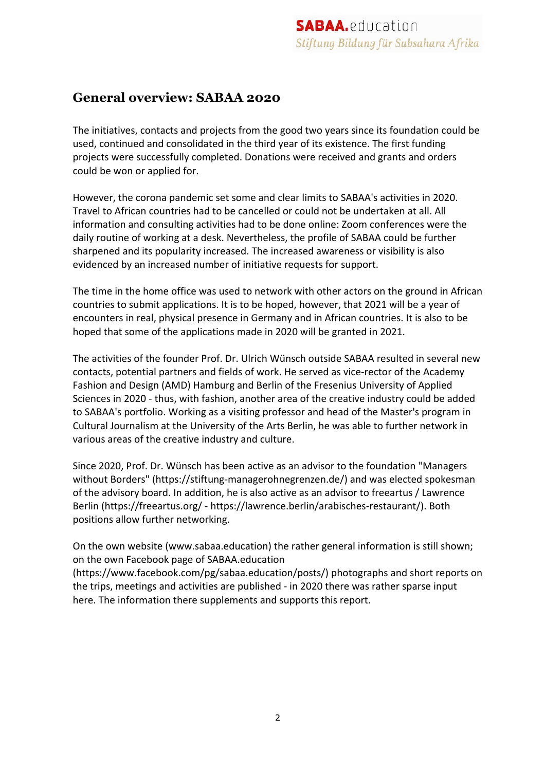## General overview: SABAA 2020

The initiatives, contacts and projects from the good two years since its foundation could be used, continued and consolidated in the third year of its existence. The first funding projects were successfully completed. Donations were received and grants and orders could be won or applied for.

However, the corona pandemic set some and clear limits to SABAA's activities in 2020. Travel to African countries had to be cancelled or could not be undertaken at all. All information and consulting activities had to be done online: Zoom conferences were the daily routine of working at a desk. Nevertheless, the profile of SABAA could be further sharpened and its popularity increased. The increased awareness or visibility is also evidenced by an increased number of initiative requests for support.

The time in the home office was used to network with other actors on the ground in African countries to submit applications. It is to be hoped, however, that 2021 will be a year of encounters in real, physical presence in Germany and in African countries. It is also to be hoped that some of the applications made in 2020 will be granted in 2021.

The activities of the founder Prof. Dr. Ulrich Wünsch outside SABAA resulted in several new contacts, potential partners and fields of work. He served as vice-rector of the Academy Fashion and Design (AMD) Hamburg and Berlin of the Fresenius University of Applied Sciences in 2020 - thus, with fashion, another area of the creative industry could be added to SABAA's portfolio. Working as a visiting professor and head of the Master's program in Cultural Journalism at the University of the Arts Berlin, he was able to further network in various areas of the creative industry and culture.

Since 2020, Prof. Dr. Wünsch has been active as an advisor to the foundation "Managers without Borders" (https://stiftung-managerohnegrenzen.de/) and was elected spokesman of the advisory board. In addition, he is also active as an advisor to freeartus / Lawrence Berlin (https://freeartus.org/ - https://lawrence.berlin/arabisches-restaurant/). Both positions allow further networking.

On the own website (www.sabaa.education) the rather general information is still shown; on the own Facebook page of SABAA.education (https://www.facebook.com/pg/sabaa.education/posts/) photographs and short reports on the trips, meetings and activities are published - in 2020 there was rather sparse input here. The information there supplements and supports this report.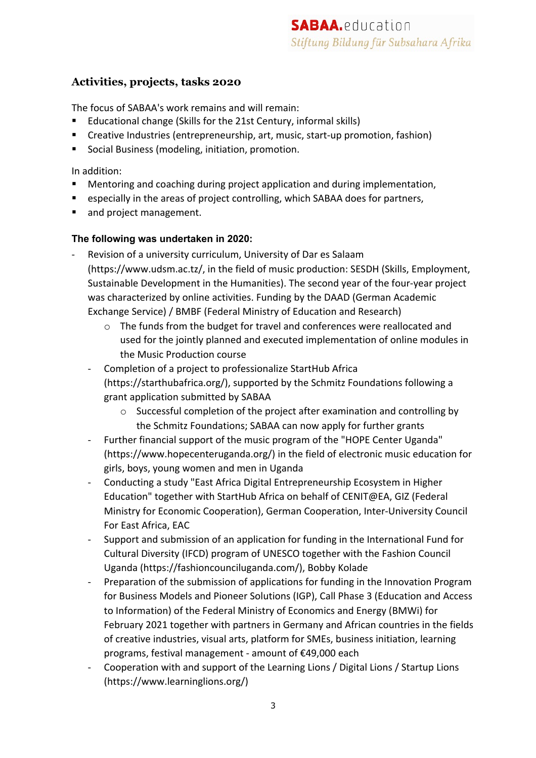## Activities, projects, tasks 2020

The focus of SABAA's work remains and will remain:

- Educational change (Skills for the 21st Century, informal skills)
- Creative Industries (entrepreneurship, art, music, start-up promotion, fashion)
- Social Business (modeling, initiation, promotion.

In addition:

- Mentoring and coaching during project application and during implementation,
- especially in the areas of project controlling, which SABAA does for partners,
- and project management.

**The following was undertaken in 2020:**

- Revision of a university curriculum, University of Dar es Salaam (https://www.udsm.ac.tz/, in the field of music production: SESDH (Skills, Employment, Sustainable Development in the Humanities). The second year of the four-year project was characterized by online activities. Funding by the DAAD (German Academic Exchange Service) / BMBF (Federal Ministry of Education and Research)
    - The funds from the budget for travel and conferences were reallocated and used for the jointly planned and executed implementation of online modules in the Music Production course
- Completion of a project to professionalize StartHub Africa (https://starthubafrica.org/), supported by the Schmitz Foundations following a grant application submitted by SABAA
    - Successful completion of the project after examination and controlling by the Schmitz Foundations; SABAA can now apply for further grants
- Further financial support of the music program of the "HOPE Center Uganda" (https://www.hopecenteruganda.org/) in the field of electronic music education for girls, boys, young women and men in Uganda
- Conducting a study "East Africa Digital Entrepreneurship Ecosystem in Higher Education" together with StartHub Africa on behalf of CENIT@EA, GIZ (Federal Ministry for Economic Cooperation), German Cooperation, Inter-University Council For East Africa, EAC
- Support and submission of an application for funding in the International Fund for Cultural Diversity (IFCD) program of UNESCO together with the Fashion Council Uganda (https://fashioncounciluganda.com/), Bobby Kolade
- Preparation of the submission of applications for funding in the Innovation Program for Business Models and Pioneer Solutions (IGP), Call Phase 3 (Education and Access to Information) of the Federal Ministry of Economics and Energy (BMWi) for February 2021 together with partners in Germany and African countries in the fields of creative industries, visual arts, platform for SMEs, business initiation, learning programs, festival management - amount of €49,000 each
- Cooperation with and support of the Learning Lions / Digital Lions / Startup Lions (https://www.learninglions.org/)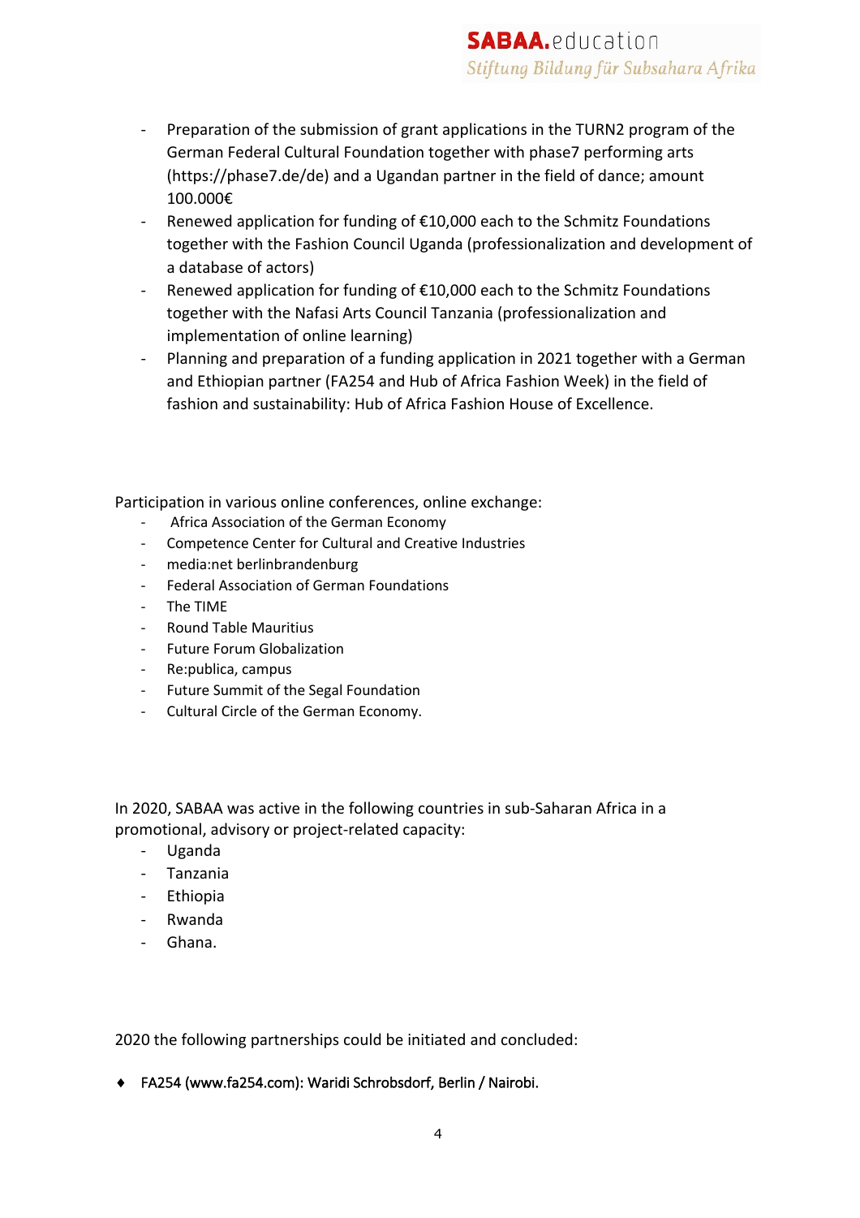- Preparation of the submission of grant applications in the TURN2 program of the German Federal Cultural Foundation together with phase7 performing arts (https://phase7.de/de) and a Ugandan partner in the field of dance; amount 100.000€
- Renewed application for funding of €10,000 each to the Schmitz Foundations together with the Fashion Council Uganda (professionalization and development of a database of actors)
- Renewed application for funding of €10,000 each to the Schmitz Foundations together with the Nafasi Arts Council Tanzania (professionalization and implementation of online learning)
- Planning and preparation of a funding application in 2021 together with a German and Ethiopian partner (FA254 and Hub of Africa Fashion Week) in the field of fashion and sustainability: Hub of Africa Fashion House of Excellence.

Participation in various online conferences, online exchange:

- Africa Association of the German Economy
- Competence Center for Cultural and Creative Industries
- media:net berlinbrandenburg
- Federal Association of German Foundations
- The TIME
- Round Table Mauritius
- Future Forum Globalization
- Re:publica, campus
- Future Summit of the Segal Foundation
- Cultural Circle of the German Economy.

In 2020, SABAA was active in the following countries in sub-Saharan Africa in a promotional, advisory or project-related capacity:

- Uganda
- Tanzania
- Ethiopia
- Rwanda
- Ghana.

2020 the following partnerships could be initiated and concluded:

- FA254 (www.fa254.com): Waridi Schrobsdorf, Berlin / Nairobi.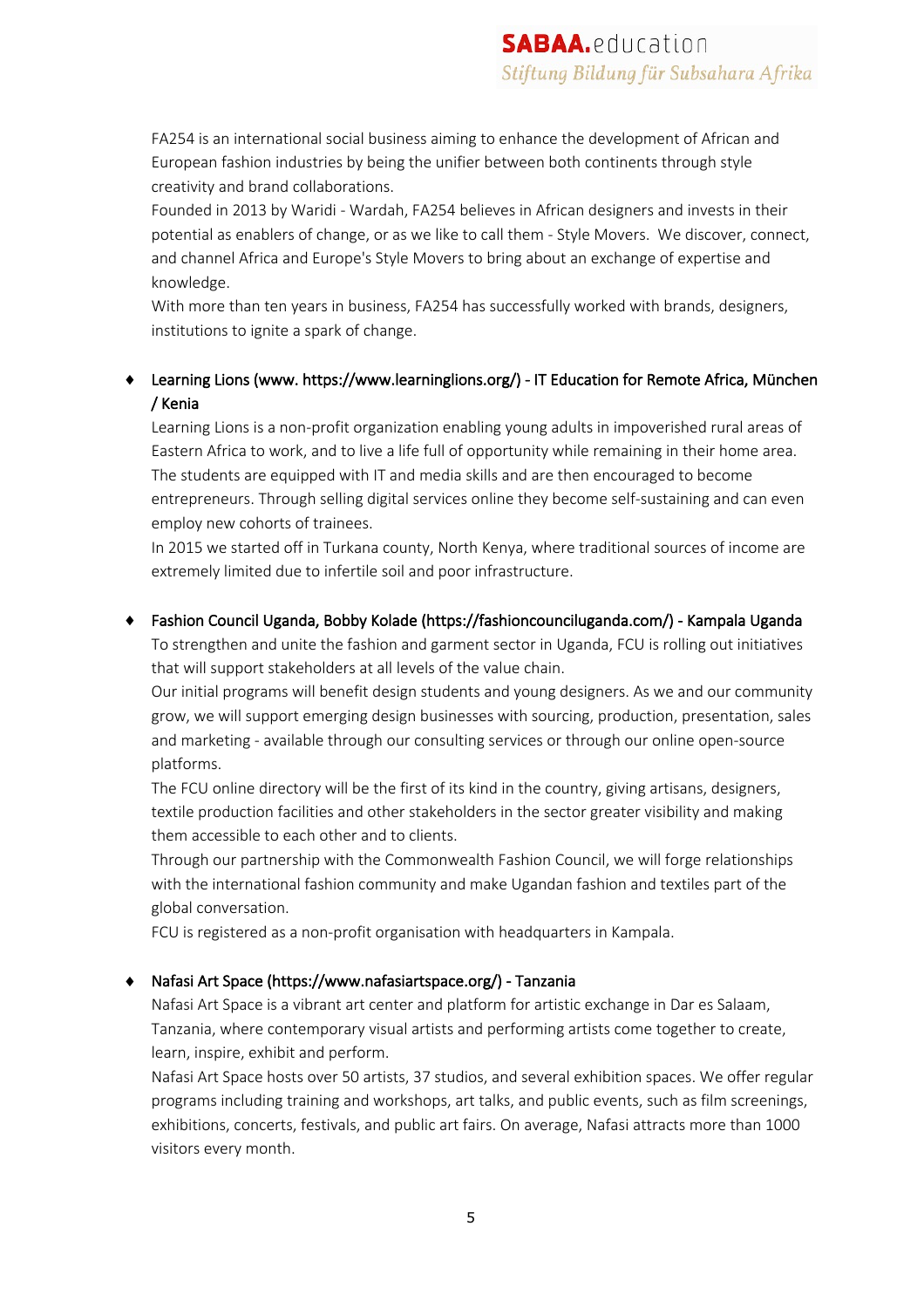FA254 is an international social business aiming to enhance the development of African and European fashion industries by being the unifier between both continents through style creativity and brand collaborations.
Founded in 2013 by Waridi - Wardah, FA254 believes in African designers and invests in their potential as enablers of change, or as we like to call them - Style Movers.  We discover, connect, and channel Africa and Europe's Style Movers to bring about an exchange of expertise and knowledge.
With more than ten years in business, FA254 has successfully worked with brands, designers, institutions to ignite a spark of change.

- Learning Lions (www. https://www.learninglions.org/) - IT Education for Remote Africa, München / Kenia
  Learning Lions is a non-profit organization enabling young adults in impoverished rural areas of Eastern Africa to work, and to live a life full of opportunity while remaining in their home area. The students are equipped with IT and media skills and are then encouraged to become entrepreneurs. Through selling digital services online they become self-sustaining and can even employ new cohorts of trainees.
  In 2015 we started off in Turkana county, North Kenya, where traditional sources of income are extremely limited due to infertile soil and poor infrastructure.

- Fashion Council Uganda, Bobby Kolade (https://fashioncouncilugan­da.com/) - Kampala Uganda
  To strengthen and unite the fashion and garment sector in Uganda, FCU is rolling out initiatives that will support stakeholders at all levels of the value chain.
  Our initial programs will benefit design students and young designers. As we and our community grow, we will support emerging design businesses with sourcing, production, presentation, sales and marketing - available through our consulting services or through our online open-source platforms.
  The FCU online directory will be the first of its kind in the country, giving artisans, designers, textile production facilities and other stakeholders in the sector greater visibility and making them accessible to each other and to clients.
  Through our partnership with the Commonwealth Fashion Council, we will forge relationships with the international fashion community and make Ugandan fashion and textiles part of the global conversation.
  FCU is registered as a non-profit organisation with headquarters in Kampala.

- Nafasi Art Space (https://www.nafasiartspace.org/) - Tanzania
  Nafasi Art Space is a vibrant art center and platform for artistic exchange in Dar es Salaam, Tanzania, where contemporary visual artists and performing artists come together to create, learn, inspire, exhibit and perform.
  Nafasi Art Space hosts over 50 artists, 37 studios, and several exhibition spaces. We offer regular programs including training and workshops, art talks, and public events, such as film screenings, exhibitions, concerts, festivals, and public art fairs. On average, Nafasi attracts more than 1000 visitors every month.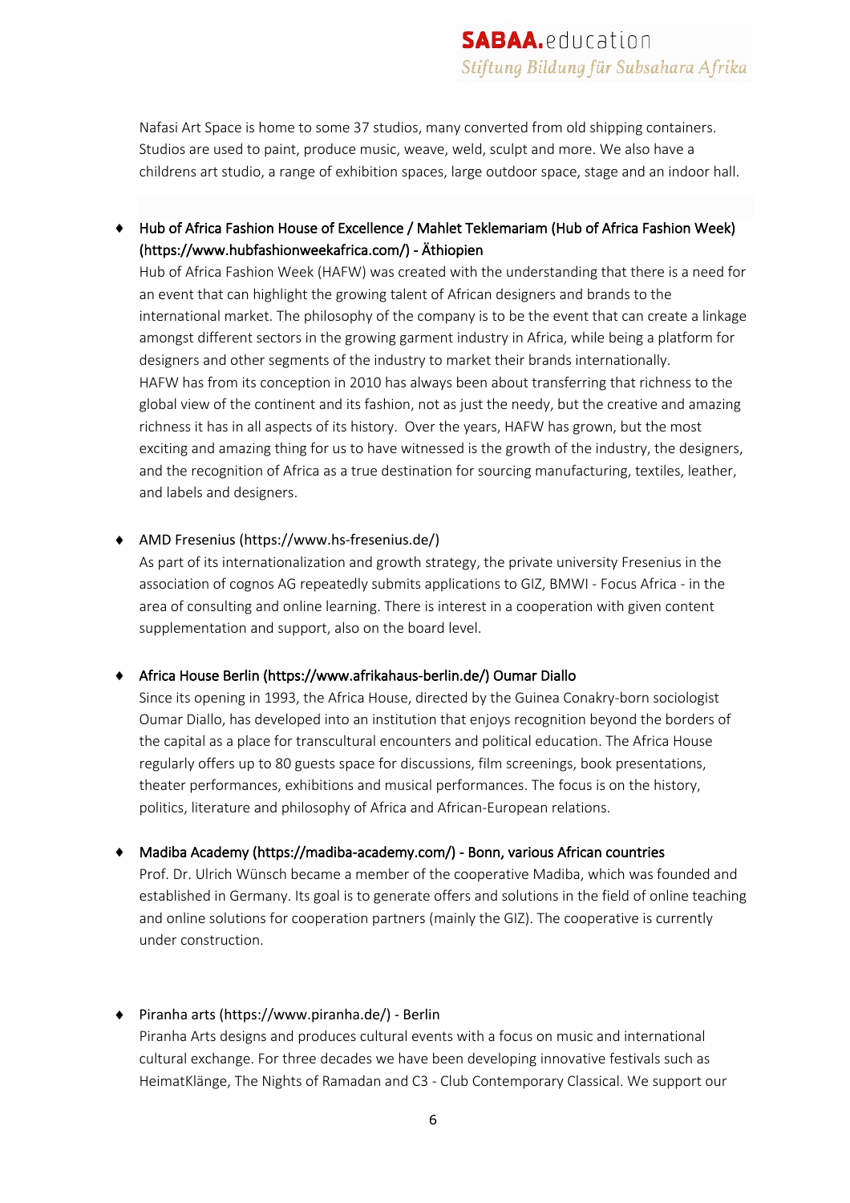Nafasi Art Space is home to some 37 studios, many converted from old shipping containers. Studios are used to paint, produce music, weave, weld, sculpt and more. We also have a childrens art studio, a range of exhibition spaces, large outdoor space, stage and an indoor hall.

- Hub of Africa Fashion House of Excellence / Mahlet Teklemariam (Hub of Africa Fashion Week) (https://www.hubfashionweekafrica.com/) - Äthiopien
  Hub of Africa Fashion Week (HAFW) was created with the understanding that there is a need for an event that can highlight the growing talent of African designers and brands to the international market. The philosophy of the company is to be the event that can create a linkage amongst different sectors in the growing garment industry in Africa, while being a platform for designers and other segments of the industry to market their brands internationally.
  HAFW has from its conception in 2010 has always been about transferring that richness to the global view of the continent and its fashion, not as just the needy, but the creative and amazing richness it has in all aspects of its history. Over the years, HAFW has grown, but the most exciting and amazing thing for us to have witnessed is the growth of the industry, the designers, and the recognition of Africa as a true destination for sourcing manufacturing, textiles, leather, and labels and designers.

- AMD Fresenius (https://www.hs-fresenius.de/)
  As part of its internationalization and growth strategy, the private university Fresenius in the association of cognos AG repeatedly submits applications to GIZ, BMWI - Focus Africa - in the area of consulting and online learning. There is interest in a cooperation with given content supplementation and support, also on the board level.

- Africa House Berlin (https://www.afrikahaus-berlin.de/) Oumar Diallo
  Since its opening in 1993, the Africa House, directed by the Guinea Conakry-born sociologist Oumar Diallo, has developed into an institution that enjoys recognition beyond the borders of the capital as a place for transcultural encounters and political education. The Africa House regularly offers up to 80 guests space for discussions, film screenings, book presentations, theater performances, exhibitions and musical performances. The focus is on the history, politics, literature and philosophy of Africa and African-European relations.

- Madiba Academy (https://madiba-academy.com/) - Bonn, various African countries
  Prof. Dr. Ulrich Wünsch became a member of the cooperative Madiba, which was founded and established in Germany. Its goal is to generate offers and solutions in the field of online teaching and online solutions for cooperation partners (mainly the GIZ). The cooperative is currently under construction.

- Piranha arts (https://www.piranha.de/) - Berlin
  Piranha Arts designs and produces cultural events with a focus on music and international cultural exchange. For three decades we have been developing innovative festivals such as HeimatKlänge, The Nights of Ramadan and C3 - Club Contemporary Classical. We support our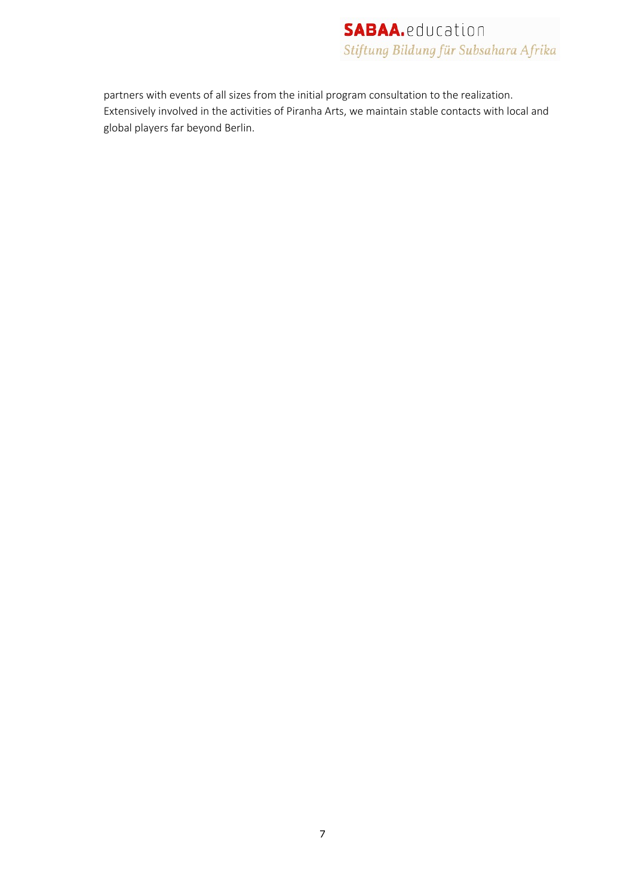partners with events of all sizes from the initial program consultation to the realization. Extensively involved in the activities of Piranha Arts, we maintain stable contacts with local and global players far beyond Berlin.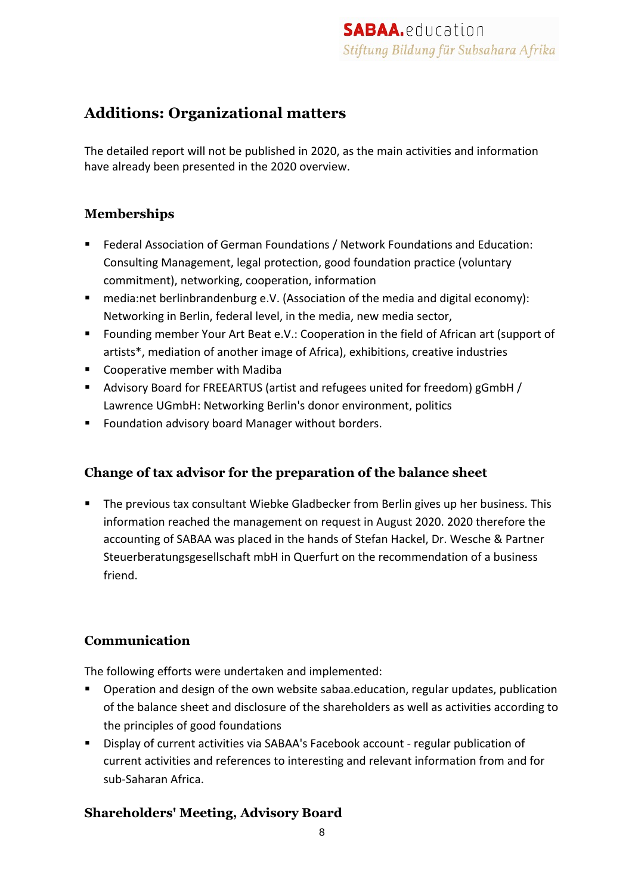## Additions: Organizational matters

The detailed report will not be published in 2020, as the main activities and information have already been presented in the 2020 overview.

### Memberships

- Federal Association of German Foundations / Network Foundations and Education: Consulting Management, legal protection, good foundation practice (voluntary commitment), networking, cooperation, information
- media:net berlinbrandenburg e.V. (Association of the media and digital economy): Networking in Berlin, federal level, in the media, new media sector,
- Founding member Your Art Beat e.V.: Cooperation in the field of African art (support of artists*, mediation of another image of Africa), exhibitions, creative industries
- Cooperative member with Madiba
- Advisory Board for FREEARTUS (artist and refugees united for freedom) gGmbH / Lawrence UGmbH: Networking Berlin's donor environment, politics
- Foundation advisory board Manager without borders.

### Change of tax advisor for the preparation of the balance sheet

- The previous tax consultant Wiebke Gladbecker from Berlin gives up her business. This information reached the management on request in August 2020. 2020 therefore the accounting of SABAA was placed in the hands of Stefan Hackel, Dr. Wesche & Partner Steuerberatungsgesellschaft mbH in Querfurt on the recommendation of a business friend.

### Communication

The following efforts were undertaken and implemented:

- Operation and design of the own website sabaa.education, regular updates, publication of the balance sheet and disclosure of the shareholders as well as activities according to the principles of good foundations
- Display of current activities via SABAA's Facebook account - regular publication of current activities and references to interesting and relevant information from and for sub-Saharan Africa.

### Shareholders' Meeting, Advisory Board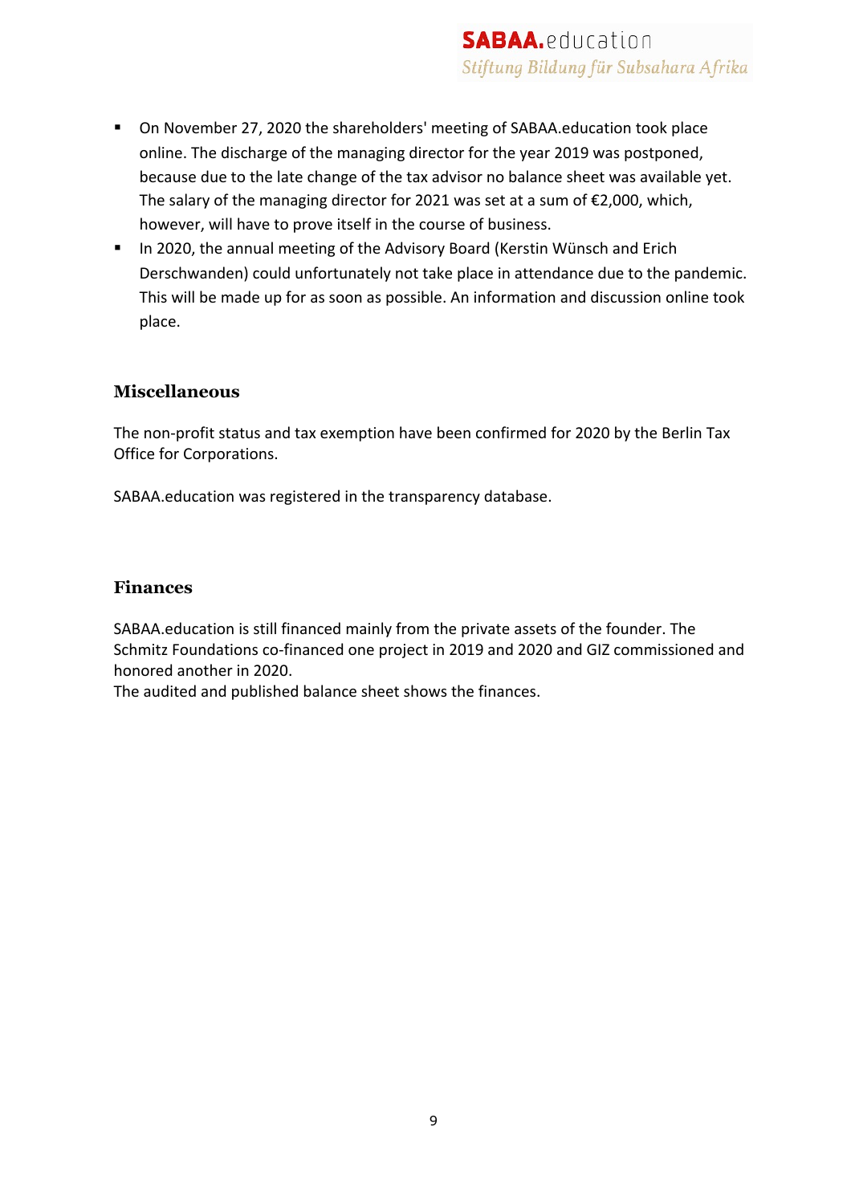- On November 27, 2020 the shareholders' meeting of SABAA.education took place online. The discharge of the managing director for the year 2019 was postponed, because due to the late change of the tax advisor no balance sheet was available yet. The salary of the managing director for 2021 was set at a sum of €2,000, which, however, will have to prove itself in the course of business.
- In 2020, the annual meeting of the Advisory Board (Kerstin Wünsch and Erich Derschwanden) could unfortunately not take place in attendance due to the pandemic. This will be made up for as soon as possible. An information and discussion online took place.

## Miscellaneous

The non-profit status and tax exemption have been confirmed for 2020 by the Berlin Tax Office for Corporations.

SABAA.education was registered in the transparency database.

## Finances

SABAA.education is still financed mainly from the private assets of the founder. The Schmitz Foundations co-financed one project in 2019 and 2020 and GIZ commissioned and honored another in 2020.
The audited and published balance sheet shows the finances.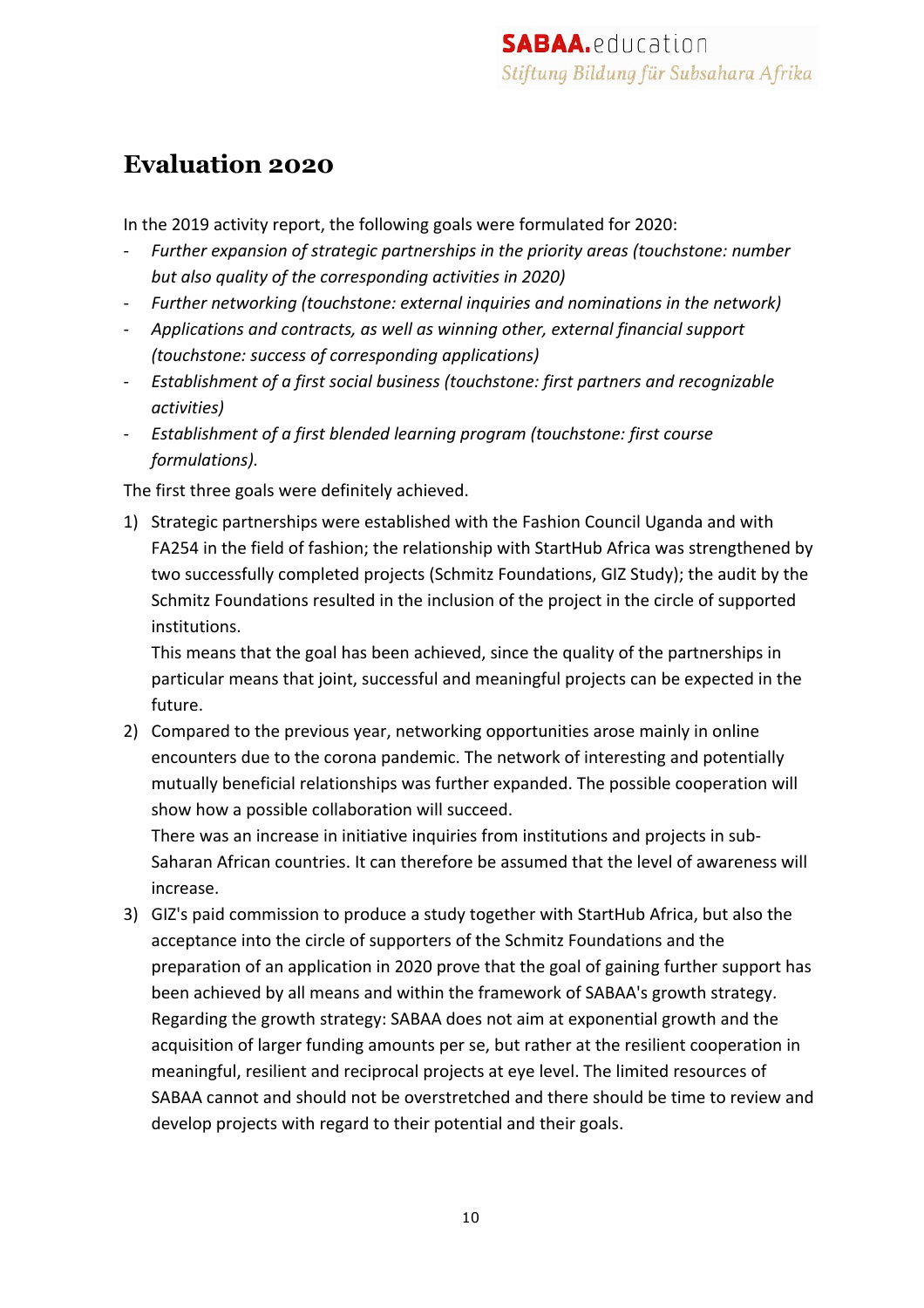# Evaluation 2020

In the 2019 activity report, the following goals were formulated for 2020:

- *Further expansion of strategic partnerships in the priority areas (touchstone: number but also quality of the corresponding activities in 2020)*
- *Further networking (touchstone: external inquiries and nominations in the network)*
- *Applications and contracts, as well as winning other, external financial support (touchstone: success of corresponding applications)*
- *Establishment of a first social business (touchstone: first partners and recognizable activities)*
- *Establishment of a first blended learning program (touchstone: first course formulations).*

The first three goals were definitely achieved.

1) Strategic partnerships were established with the Fashion Council Uganda and with FA254 in the field of fashion; the relationship with StartHub Africa was strengthened by two successfully completed projects (Schmitz Foundations, GIZ Study); the audit by the Schmitz Foundations resulted in the inclusion of the project in the circle of supported institutions.
   This means that the goal has been achieved, since the quality of the partnerships in particular means that joint, successful and meaningful projects can be expected in the future.
2) Compared to the previous year, networking opportunities arose mainly in online encounters due to the corona pandemic. The network of interesting and potentially mutually beneficial relationships was further expanded. The possible cooperation will show how a possible collaboration will succeed.
   There was an increase in initiative inquiries from institutions and projects in sub-Saharan African countries. It can therefore be assumed that the level of awareness will increase.
3) GIZ's paid commission to produce a study together with StartHub Africa, but also the acceptance into the circle of supporters of the Schmitz Foundations and the preparation of an application in 2020 prove that the goal of gaining further support has been achieved by all means and within the framework of SABAA's growth strategy.
   Regarding the growth strategy: SABAA does not aim at exponential growth and the acquisition of larger funding amounts per se, but rather at the resilient cooperation in meaningful, resilient and reciprocal projects at eye level. The limited resources of SABAA cannot and should not be overstretched and there should be time to review and develop projects with regard to their potential and their goals.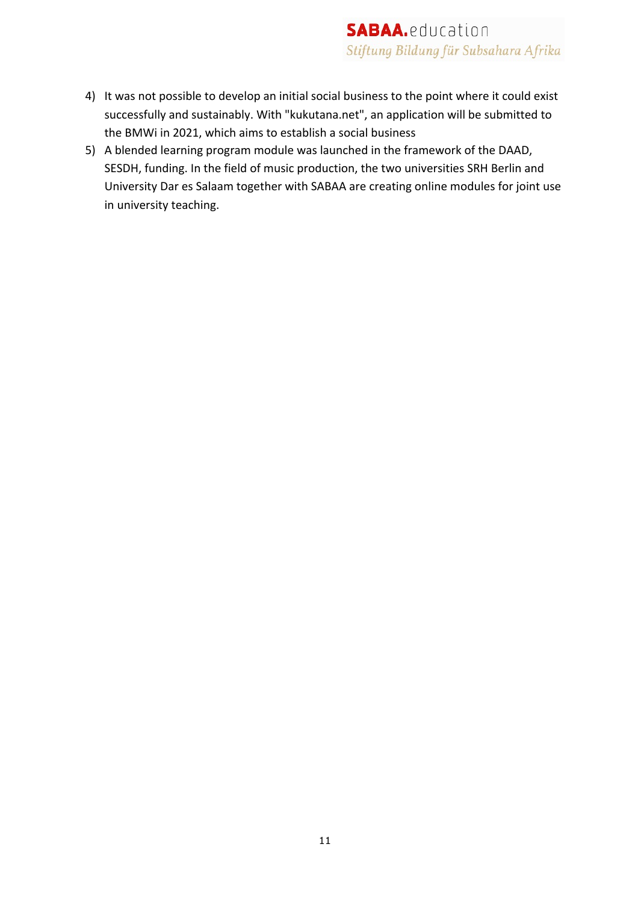4) It was not possible to develop an initial social business to the point where it could exist successfully and sustainably. With "kukutana.net", an application will be submitted to the BMWi in 2021, which aims to establish a social business
5) A blended learning program module was launched in the framework of the DAAD, SESDH, funding. In the field of music production, the two universities SRH Berlin and University Dar es Salaam together with SABAA are creating online modules for joint use in university teaching.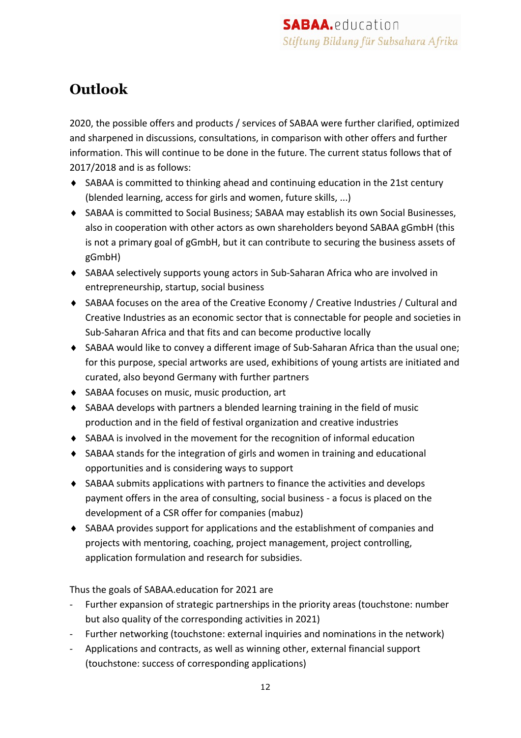# Outlook

2020, the possible offers and products / services of SABAA were further clarified, optimized and sharpened in discussions, consultations, in comparison with other offers and further information. This will continue to be done in the future. The current status follows that of 2017/2018 and is as follows:

- SABAA is committed to thinking ahead and continuing education in the 21st century (blended learning, access for girls and women, future skills, ...)
- SABAA is committed to Social Business; SABAA may establish its own Social Businesses, also in cooperation with other actors as own shareholders beyond SABAA gGmbH (this is not a primary goal of gGmbH, but it can contribute to securing the business assets of gGmbH)
- SABAA selectively supports young actors in Sub-Saharan Africa who are involved in entrepreneurship, startup, social business
- SABAA focuses on the area of the Creative Economy / Creative Industries / Cultural and Creative Industries as an economic sector that is connectable for people and societies in Sub-Saharan Africa and that fits and can become productive locally
- SABAA would like to convey a different image of Sub-Saharan Africa than the usual one; for this purpose, special artworks are used, exhibitions of young artists are initiated and curated, also beyond Germany with further partners
- SABAA focuses on music, music production, art
- SABAA develops with partners a blended learning training in the field of music production and in the field of festival organization and creative industries
- SABAA is involved in the movement for the recognition of informal education
- SABAA stands for the integration of girls and women in training and educational opportunities and is considering ways to support
- SABAA submits applications with partners to finance the activities and develops payment offers in the area of consulting, social business - a focus is placed on the development of a CSR offer for companies (mabuz)
- SABAA provides support for applications and the establishment of companies and projects with mentoring, coaching, project management, project controlling, application formulation and research for subsidies.

Thus the goals of SABAA.education for 2021 are

- Further expansion of strategic partnerships in the priority areas (touchstone: number but also quality of the corresponding activities in 2021)
- Further networking (touchstone: external inquiries and nominations in the network)
- Applications and contracts, as well as winning other, external financial support (touchstone: success of corresponding applications)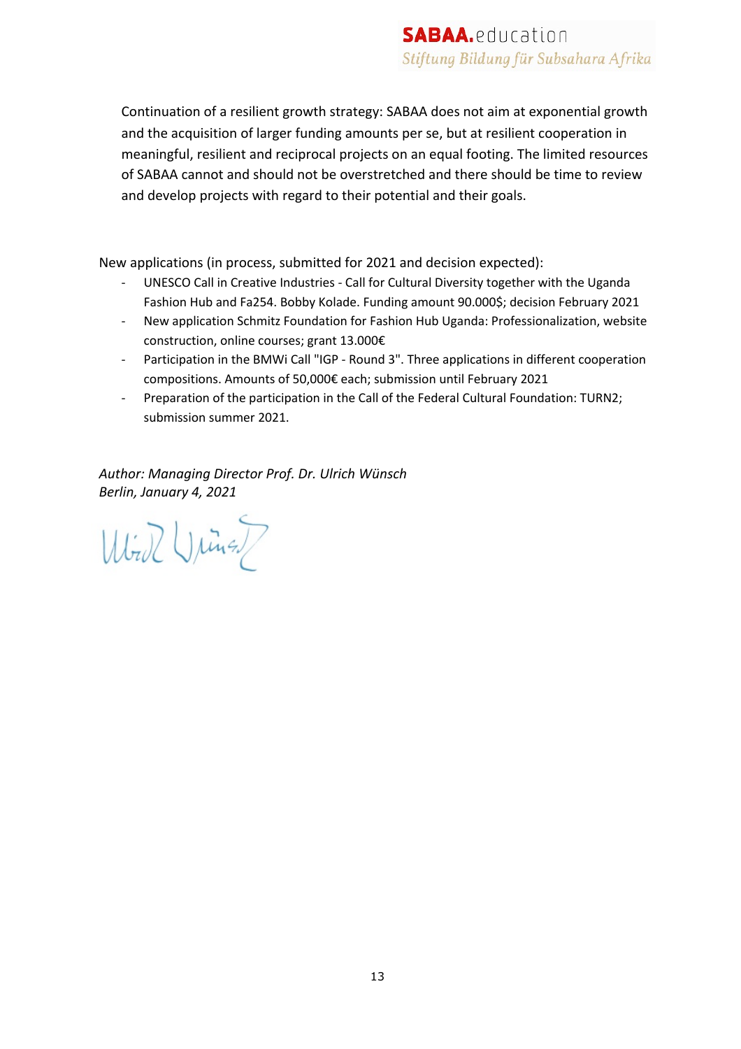Continuation of a resilient growth strategy: SABAA does not aim at exponential growth and the acquisition of larger funding amounts per se, but at resilient cooperation in meaningful, resilient and reciprocal projects on an equal footing. The limited resources of SABAA cannot and should not be overstretched and there should be time to review and develop projects with regard to their potential and their goals.

New applications (in process, submitted for 2021 and decision expected):

- UNESCO Call in Creative Industries - Call for Cultural Diversity together with the Uganda Fashion Hub and Fa254. Bobby Kolade. Funding amount 90.000$; decision February 2021
- New application Schmitz Foundation for Fashion Hub Uganda: Professionalization, website construction, online courses; grant 13.000€
- Participation in the BMWi Call "IGP - Round 3". Three applications in different cooperation compositions. Amounts of 50,000€ each; submission until February 2021
- Preparation of the participation in the Call of the Federal Cultural Foundation: TURN2; submission summer 2021.

*Author: Managing Director Prof. Dr. Ulrich Wünsch*
*Berlin, January 4, 2021*